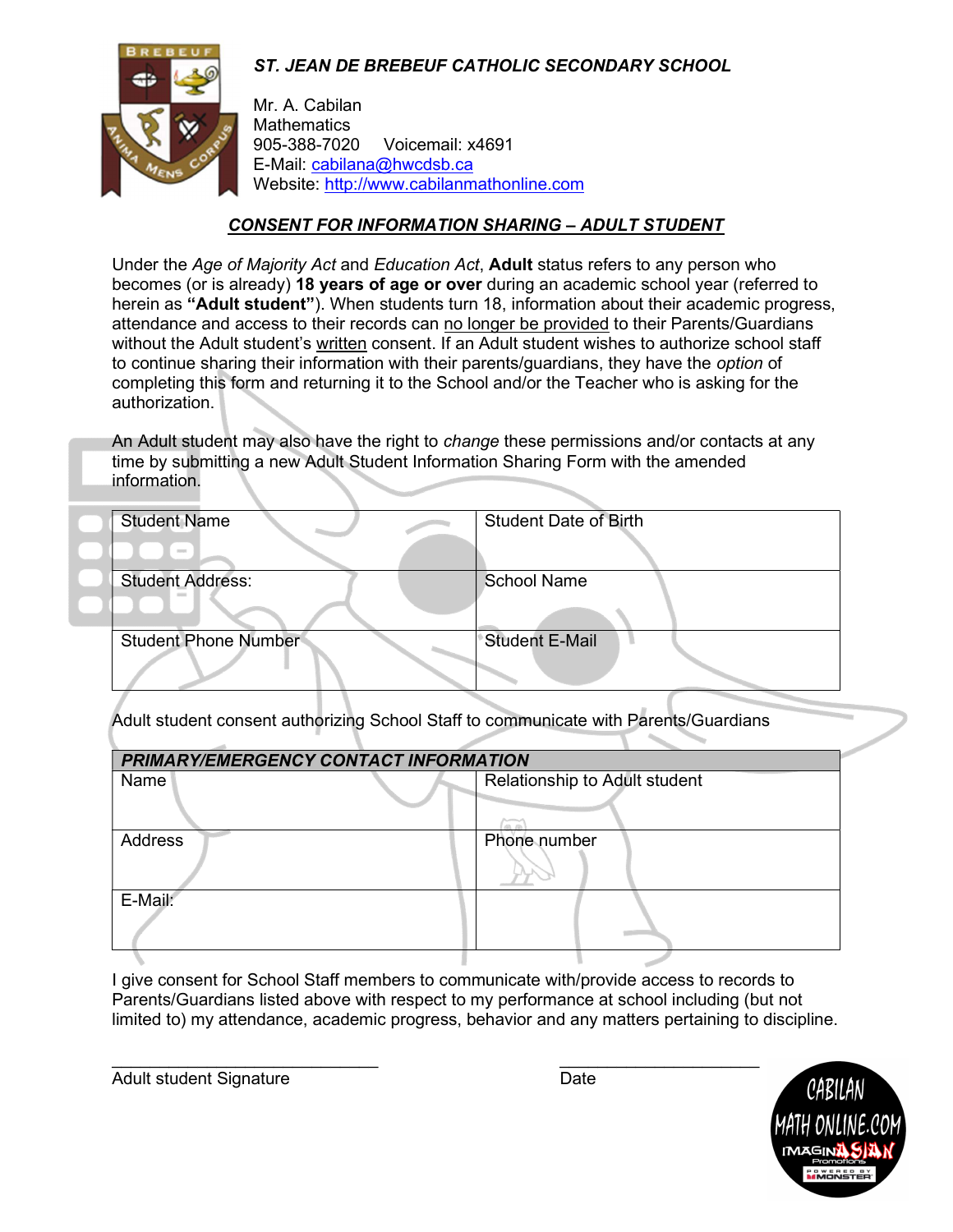## ST. JEAN DE BREBEUF CATHOLIC SECONDARY SCHOOL

Mr. A. Cabilan
Mathematics
905-388-7020 Voicemail: x4691
E-Mail: cabilana@hwcdsb.ca
Website: http://www.cabilanmathonline.com

### *CONSENT FOR INFORMATION SHARING – ADULT STUDENT*

Under the *Age of Majority Act* and *Education Act*, **Adult** status refers to any person who becomes (or is already) **18 years of age or over** during an academic school year (referred to herein as **"Adult student"**). When students turn 18, information about their academic progress, attendance and access to their records can no longer be provided to their Parents/Guardians without the Adult student's written consent. If an Adult student wishes to authorize school staff to continue sharing their information with their parents/guardians, they have the *option* of completing this form and returning it to the School and/or the Teacher who is asking for the authorization.

An Adult student may also have the right to *change* these permissions and/or contacts at any time by submitting a new Adult Student Information Sharing Form with the amended information.

| Student Name | Student Date of Birth |
|---|---|
| Student Address: | School Name |
| Student Phone Number | Student E-Mail |

Adult student consent authorizing School Staff to communicate with Parents/Guardians

| ***PRIMARY/EMERGENCY CONTACT INFORMATION*** | |
|---|---|
| Name | Relationship to Adult student |
| Address | Phone number |
| E-Mail: | |

I give consent for School Staff members to communicate with/provide access to records to Parents/Guardians listed above with respect to my performance at school including (but not limited to) my attendance, academic progress, behavior and any matters pertaining to discipline.

\_\_\_\_\_\_\_\_\_\_\_\_\_\_\_\_\_\_\_\_\_\_\_\_\_\_\_\_ \_\_\_\_\_\_\_\_\_\_\_\_\_\_\_\_\_\_\_\_\_\_\_\_
Adult student Signature Date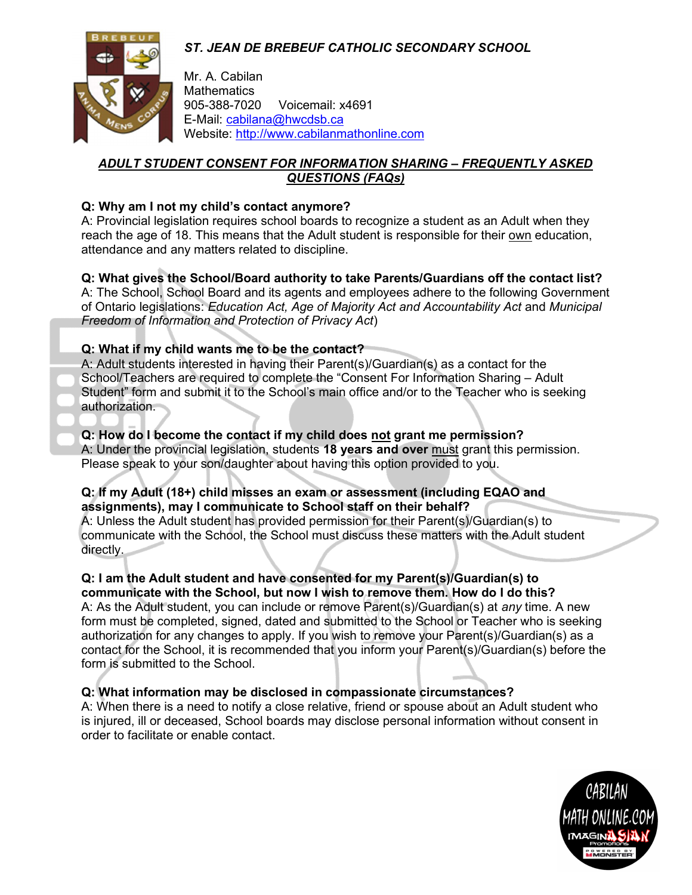*ST. JEAN DE BREBEUF CATHOLIC SECONDARY SCHOOL*

Mr. A. Cabilan
Mathematics
905-388-7020    Voicemail: x4691
E-Mail: cabilana@hwcdsb.ca
Website: http://www.cabilanmathonline.com

## *ADULT STUDENT CONSENT FOR INFORMATION SHARING – FREQUENTLY ASKED QUESTIONS (FAQs)*

**Q: Why am I not my child's contact anymore?**
A: Provincial legislation requires school boards to recognize a student as an Adult when they reach the age of 18. This means that the Adult student is responsible for their own education, attendance and any matters related to discipline.

**Q: What gives the School/Board authority to take Parents/Guardians off the contact list?**
A: The School, School Board and its agents and employees adhere to the following Government of Ontario legislations: *Education Act, Age of Majority Act and Accountability Act* and *Municipal Freedom of Information and Protection of Privacy Act*)

**Q: What if my child wants me to be the contact?**
A: Adult students interested in having their Parent(s)/Guardian(s) as a contact for the School/Teachers are required to complete the "Consent For Information Sharing – Adult Student" form and submit it to the School's main office and/or to the Teacher who is seeking authorization.

**Q: How do I become the contact if my child does not grant me permission?**
A: Under the provincial legislation, students **18 years and over** must grant this permission. Please speak to your son/daughter about having this option provided to you.

**Q: If my Adult (18+) child misses an exam or assessment (including EQAO and assignments), may I communicate to School staff on their behalf?**
A: Unless the Adult student has provided permission for their Parent(s)/Guardian(s) to communicate with the School, the School must discuss these matters with the Adult student directly.

**Q: I am the Adult student and have consented for my Parent(s)/Guardian(s) to communicate with the School, but now I wish to remove them. How do I do this?**
A: As the Adult student, you can include or remove Parent(s)/Guardian(s) at *any* time. A new form must be completed, signed, dated and submitted to the School or Teacher who is seeking authorization for any changes to apply. If you wish to remove your Parent(s)/Guardian(s) as a contact for the School, it is recommended that you inform your Parent(s)/Guardian(s) before the form is submitted to the School.

**Q: What information may be disclosed in compassionate circumstances?**
A: When there is a need to notify a close relative, friend or spouse about an Adult student who is injured, ill or deceased, School boards may disclose personal information without consent in order to facilitate or enable contact.